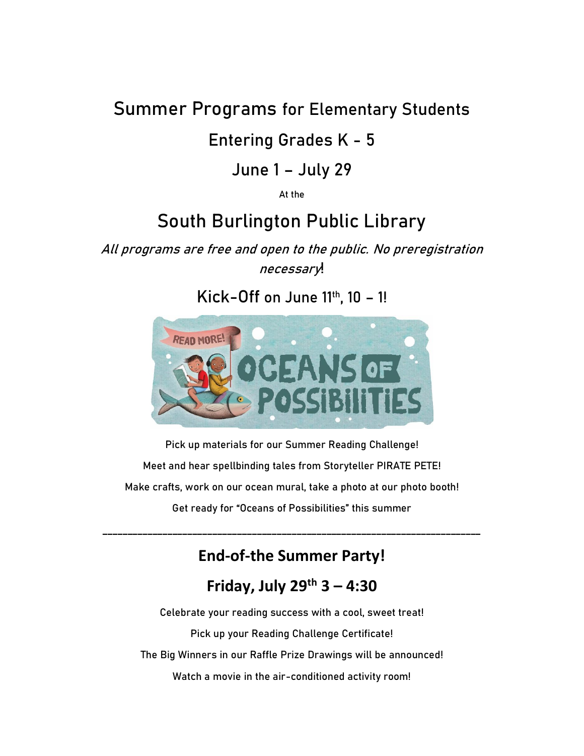# Summer Programs for Elementary Students

## Entering Grades K - 5

## June 1 – July 29

At the

# South Burlington Public Library

*All programs are free and open to the public. No preregistration necessary*!

## Kick-Off on June 11th, 10 – 1!

Pick up materials for our Summer Reading Challenge!

Meet and hear spellbinding tales from Storyteller PIRATE PETE!

Make crafts, work on our ocean mural, take a photo at our photo booth!

Get ready for "Oceans of Possibilities" this summer

---

## **End-of-the Summer Party!**

## **Friday, July 29th 3 – 4:30**

Celebrate your reading success with a cool, sweet treat!

Pick up your Reading Challenge Certificate!

The Big Winners in our Raffle Prize Drawings will be announced!

Watch a movie in the air-conditioned activity room!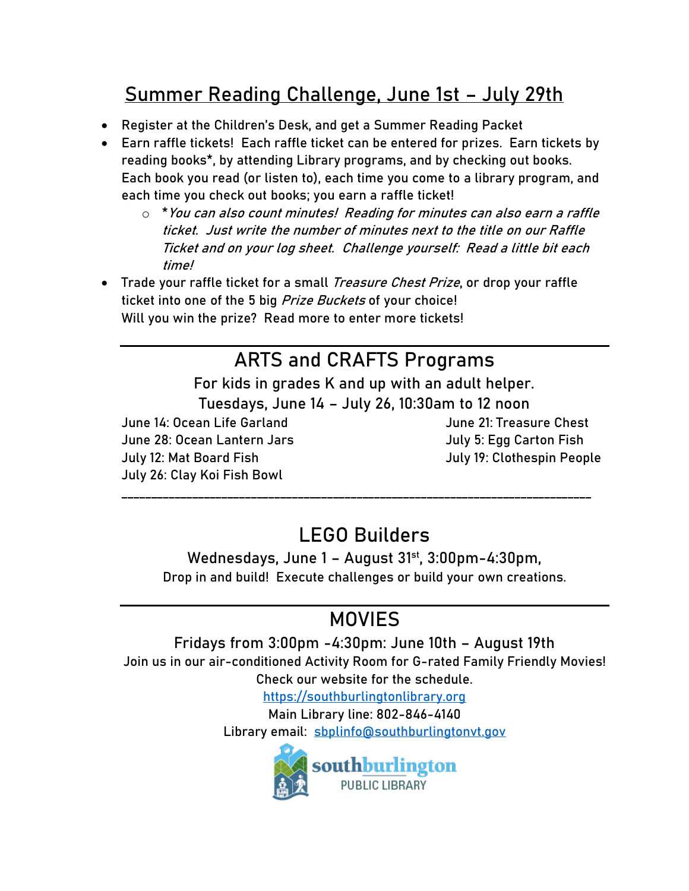## Summer Reading Challenge, June 1st – July 29th

- Register at the Children's Desk, and get a Summer Reading Packet
- Earn raffle tickets! Each raffle ticket can be entered for prizes. Earn tickets by reading books*, by attending Library programs, and by checking out books. Each book you read (or listen to), each time you come to a library program, and each time you check out books; you earn a raffle ticket!
  - **You can also count minutes! Reading for minutes can also earn a raffle ticket. Just write the number of minutes next to the title on our Raffle Ticket and on your log sheet. Challenge yourself: Read a little bit each time!*
- Trade your raffle ticket for a small *Treasure Chest Prize*, or drop your raffle ticket into one of the 5 big *Prize Buckets* of your choice!
  Will you win the prize? Read more to enter more tickets!

---

## ARTS and CRAFTS Programs

For kids in grades K and up with an adult helper.

Tuesdays, June 14 – July 26, 10:30am to 12 noon

June 14: Ocean Life Garland
June 21: Treasure Chest
June 28: Ocean Lantern Jars
July 5: Egg Carton Fish
July 12: Mat Board Fish
July 19: Clothespin People
July 26: Clay Koi Fish Bowl

---

## LEGO Builders

Wednesdays, June 1 – August 31st, 3:00pm-4:30pm,

Drop in and build! Execute challenges or build your own creations.

---

## MOVIES

Fridays from 3:00pm -4:30pm: June 10th – August 19th

Join us in our air-conditioned Activity Room for G-rated Family Friendly Movies!

Check our website for the schedule.

https://southburlingtonlibrary.org

Main Library line: 802-846-4140

Library email: sbplinfo@southburlingtonvt.gov

south burlington PUBLIC LIBRARY